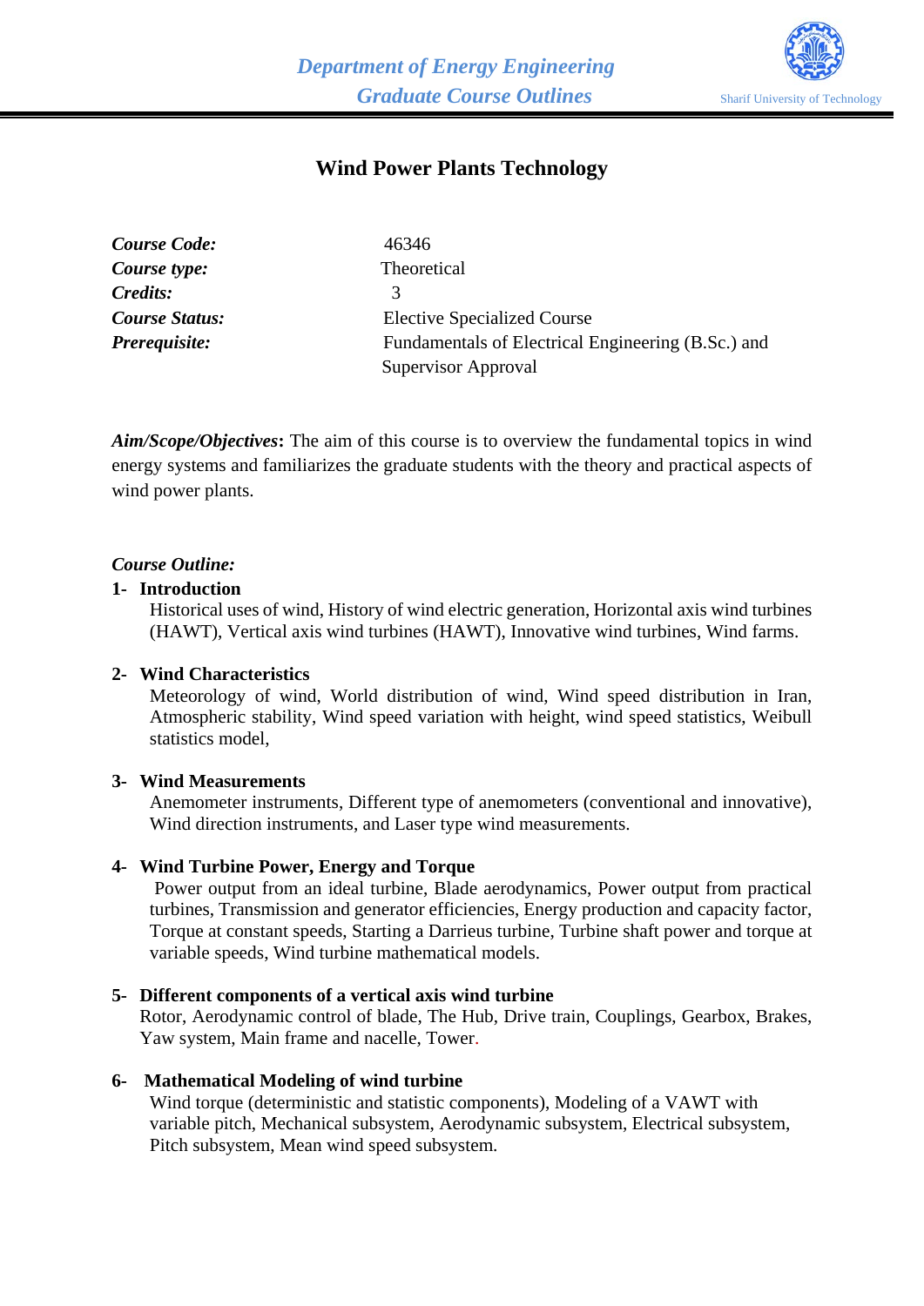*Department of Energy Engineering*
*Graduate Course Outlines*

Sharif University of Technology

# Wind Power Plants Technology

| | |
|---|---|
| ***Course Code:*** | 46346 |
| ***Course type:*** | Theoretical |
| ***Credits:*** | 3 |
| ***Course Status:*** | Elective Specialized Course |
| ***Prerequisite:*** | Fundamentals of Electrical Engineering (B.Sc.) and Supervisor Approval |

***Aim/Scope/Objectives*:** The aim of this course is to overview the fundamental topics in wind energy systems and familiarizes the graduate students with the theory and practical aspects of wind power plants.

*Course Outline:*

**1- Introduction**

Historical uses of wind, History of wind electric generation, Horizontal axis wind turbines (HAWT), Vertical axis wind turbines (HAWT), Innovative wind turbines, Wind farms.

**2- Wind Characteristics**

Meteorology of wind, World distribution of wind, Wind speed distribution in Iran, Atmospheric stability, Wind speed variation with height, wind speed statistics, Weibull statistics model,

**3- Wind Measurements**

Anemometer instruments, Different type of anemometers (conventional and innovative), Wind direction instruments, and Laser type wind measurements.

**4- Wind Turbine Power, Energy and Torque**

Power output from an ideal turbine, Blade aerodynamics, Power output from practical turbines, Transmission and generator efficiencies, Energy production and capacity factor, Torque at constant speeds, Starting a Darrieus turbine, Turbine shaft power and torque at variable speeds, Wind turbine mathematical models.

**5- Different components of a vertical axis wind turbine**

Rotor, Aerodynamic control of blade, The Hub, Drive train, Couplings, Gearbox, Brakes, Yaw system, Main frame and nacelle, Tower.

**6- Mathematical Modeling of wind turbine**

Wind torque (deterministic and statistic components), Modeling of a VAWT with variable pitch, Mechanical subsystem, Aerodynamic subsystem, Electrical subsystem, Pitch subsystem, Mean wind speed subsystem.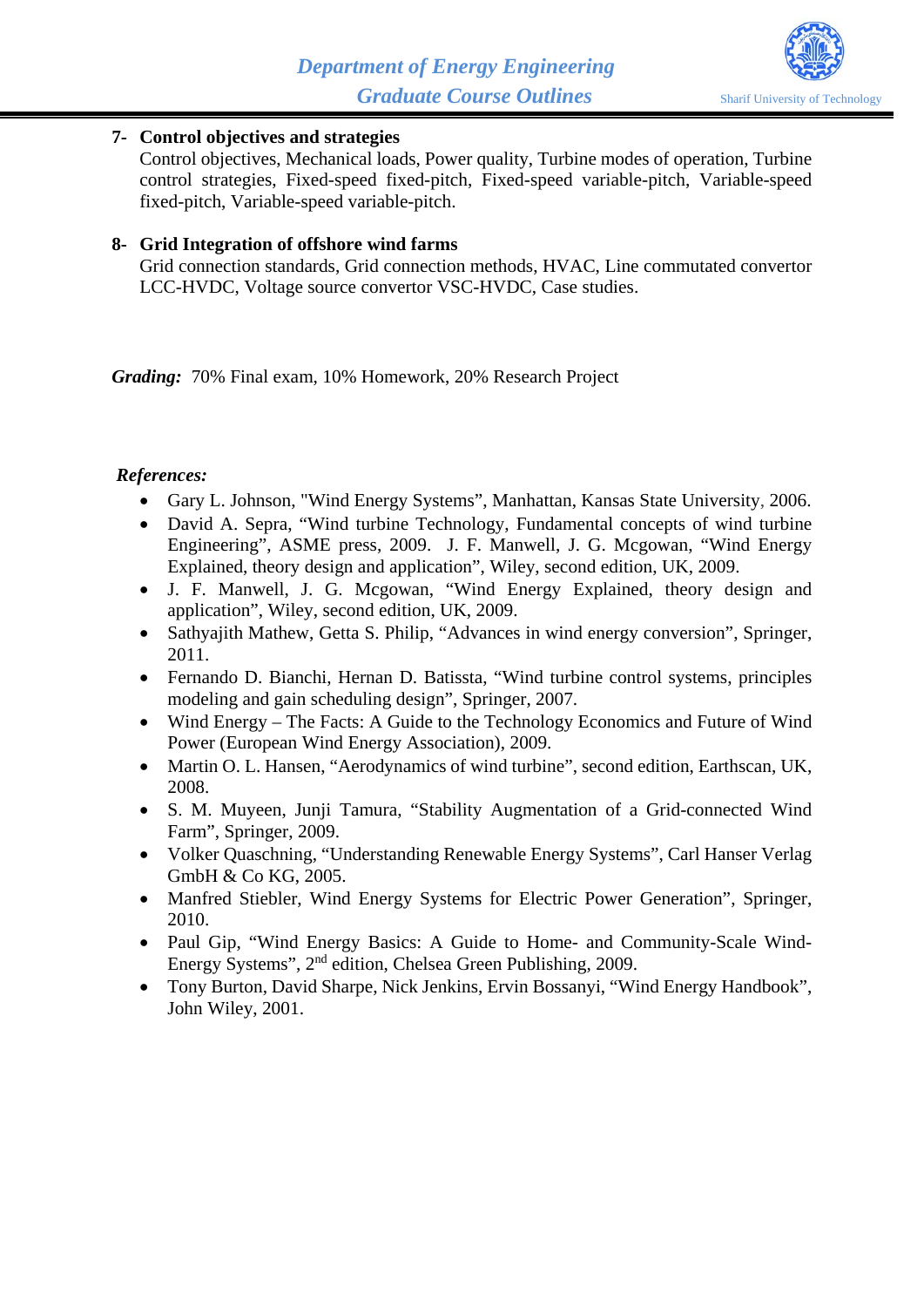**7- Control objectives and strategies**

Control objectives, Mechanical loads, Power quality, Turbine modes of operation, Turbine control strategies, Fixed-speed fixed-pitch, Fixed-speed variable-pitch, Variable-speed fixed-pitch, Variable-speed variable-pitch.

**8- Grid Integration of offshore wind farms**

Grid connection standards, Grid connection methods, HVAC, Line commutated convertor LCC-HVDC, Voltage source convertor VSC-HVDC, Case studies.

***Grading:*** 70% Final exam, 10% Homework, 20% Research Project

***References:***

- Gary L. Johnson, "Wind Energy Systems", Manhattan, Kansas State University, 2006.
- David A. Sepra, "Wind turbine Technology, Fundamental concepts of wind turbine Engineering", ASME press, 2009. J. F. Manwell, J. G. Mcgowan, "Wind Energy Explained, theory design and application", Wiley, second edition, UK, 2009.
- J. F. Manwell, J. G. Mcgowan, "Wind Energy Explained, theory design and application", Wiley, second edition, UK, 2009.
- Sathyajith Mathew, Getta S. Philip, "Advances in wind energy conversion", Springer, 2011.
- Fernando D. Bianchi, Hernan D. Batissta, "Wind turbine control systems, principles modeling and gain scheduling design", Springer, 2007.
- Wind Energy – The Facts: A Guide to the Technology Economics and Future of Wind Power (European Wind Energy Association), 2009.
- Martin O. L. Hansen, "Aerodynamics of wind turbine", second edition, Earthscan, UK, 2008.
- S. M. Muyeen, Junji Tamura, "Stability Augmentation of a Grid-connected Wind Farm", Springer, 2009.
- Volker Quaschning, "Understanding Renewable Energy Systems", Carl Hanser Verlag GmbH & Co KG, 2005.
- Manfred Stiebler, Wind Energy Systems for Electric Power Generation", Springer, 2010.
- Paul Gip, "Wind Energy Basics: A Guide to Home- and Community-Scale Wind-Energy Systems", 2nd edition, Chelsea Green Publishing, 2009.
- Tony Burton, David Sharpe, Nick Jenkins, Ervin Bossanyi, "Wind Energy Handbook", John Wiley, 2001.